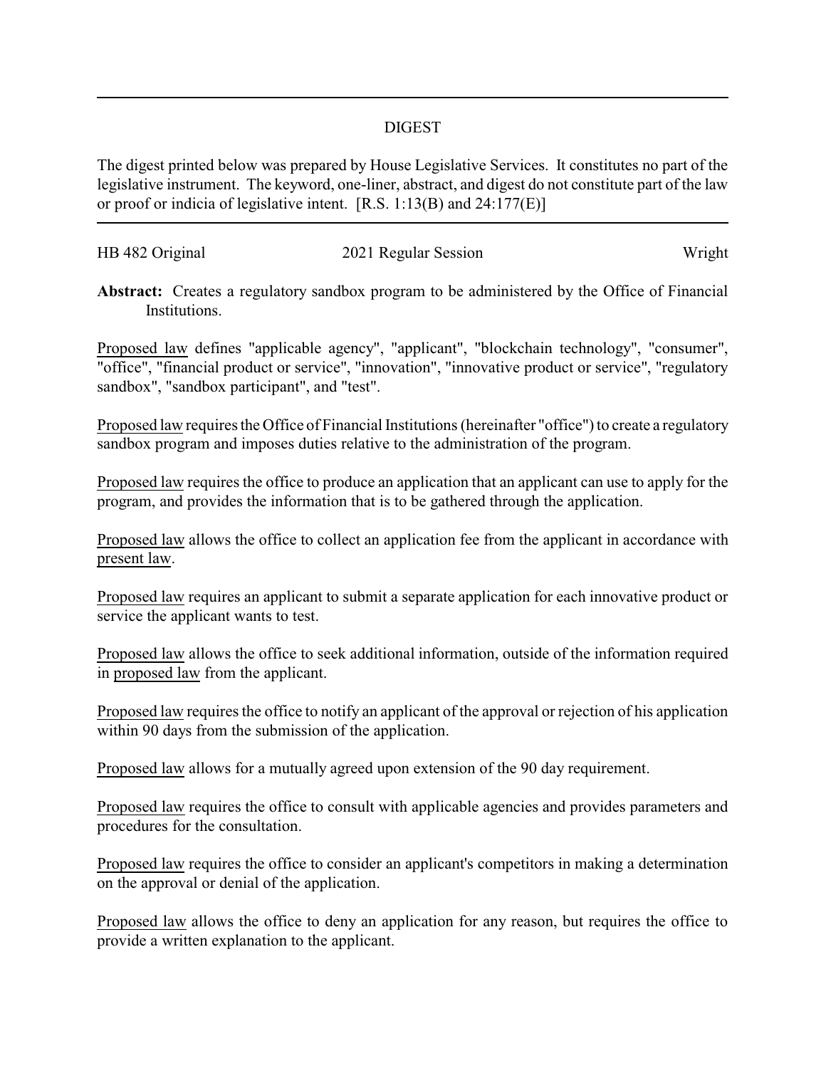## DIGEST

The digest printed below was prepared by House Legislative Services. It constitutes no part of the legislative instrument. The keyword, one-liner, abstract, and digest do not constitute part of the law or proof or indicia of legislative intent. [R.S. 1:13(B) and 24:177(E)]

HB 482 Original | 2021 Regular Session | Wright

**Abstract:** Creates a regulatory sandbox program to be administered by the Office of Financial Institutions.

Proposed law defines "applicable agency", "applicant", "blockchain technology", "consumer", "office", "financial product or service", "innovation", "innovative product or service", "regulatory sandbox", "sandbox participant", and "test".

Proposed law requires the Office of Financial Institutions (hereinafter "office") to create a regulatory sandbox program and imposes duties relative to the administration of the program.

Proposed law requires the office to produce an application that an applicant can use to apply for the program, and provides the information that is to be gathered through the application.

Proposed law allows the office to collect an application fee from the applicant in accordance with present law.

Proposed law requires an applicant to submit a separate application for each innovative product or service the applicant wants to test.

Proposed law allows the office to seek additional information, outside of the information required in proposed law from the applicant.

Proposed law requires the office to notify an applicant of the approval or rejection of his application within 90 days from the submission of the application.

Proposed law allows for a mutually agreed upon extension of the 90 day requirement.

Proposed law requires the office to consult with applicable agencies and provides parameters and procedures for the consultation.

Proposed law requires the office to consider an applicant's competitors in making a determination on the approval or denial of the application.

Proposed law allows the office to deny an application for any reason, but requires the office to provide a written explanation to the applicant.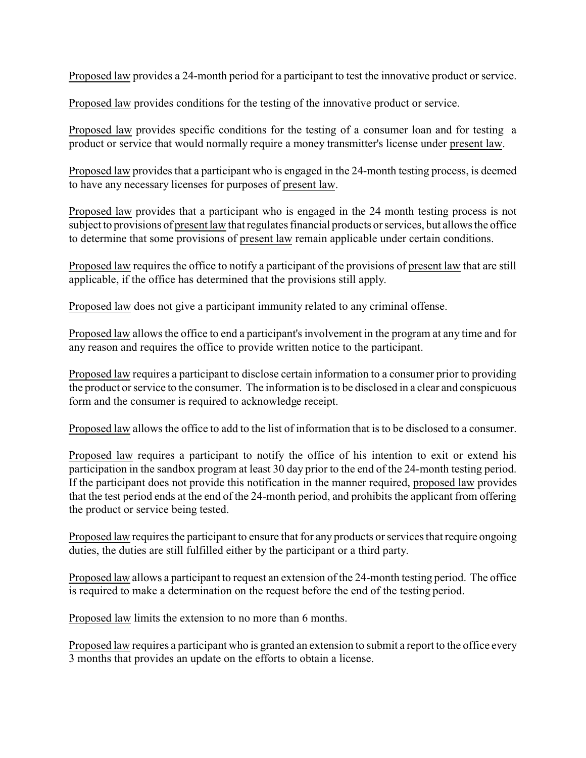Proposed law provides a 24-month period for a participant to test the innovative product or service.

Proposed law provides conditions for the testing of the innovative product or service.

Proposed law provides specific conditions for the testing of a consumer loan and for testing a product or service that would normally require a money transmitter's license under present law.

Proposed law provides that a participant who is engaged in the 24-month testing process, is deemed to have any necessary licenses for purposes of present law.

Proposed law provides that a participant who is engaged in the 24 month testing process is not subject to provisions of present law that regulates financial products or services, but allows the office to determine that some provisions of present law remain applicable under certain conditions.

Proposed law requires the office to notify a participant of the provisions of present law that are still applicable, if the office has determined that the provisions still apply.

Proposed law does not give a participant immunity related to any criminal offense.

Proposed law allows the office to end a participant's involvement in the program at any time and for any reason and requires the office to provide written notice to the participant.

Proposed law requires a participant to disclose certain information to a consumer prior to providing the product or service to the consumer. The information is to be disclosed in a clear and conspicuous form and the consumer is required to acknowledge receipt.

Proposed law allows the office to add to the list of information that is to be disclosed to a consumer.

Proposed law requires a participant to notify the office of his intention to exit or extend his participation in the sandbox program at least 30 day prior to the end of the 24-month testing period. If the participant does not provide this notification in the manner required, proposed law provides that the test period ends at the end of the 24-month period, and prohibits the applicant from offering the product or service being tested.

Proposed law requires the participant to ensure that for any products or services that require ongoing duties, the duties are still fulfilled either by the participant or a third party.

Proposed law allows a participant to request an extension of the 24-month testing period. The office is required to make a determination on the request before the end of the testing period.

Proposed law limits the extension to no more than 6 months.

Proposed law requires a participant who is granted an extension to submit a report to the office every 3 months that provides an update on the efforts to obtain a license.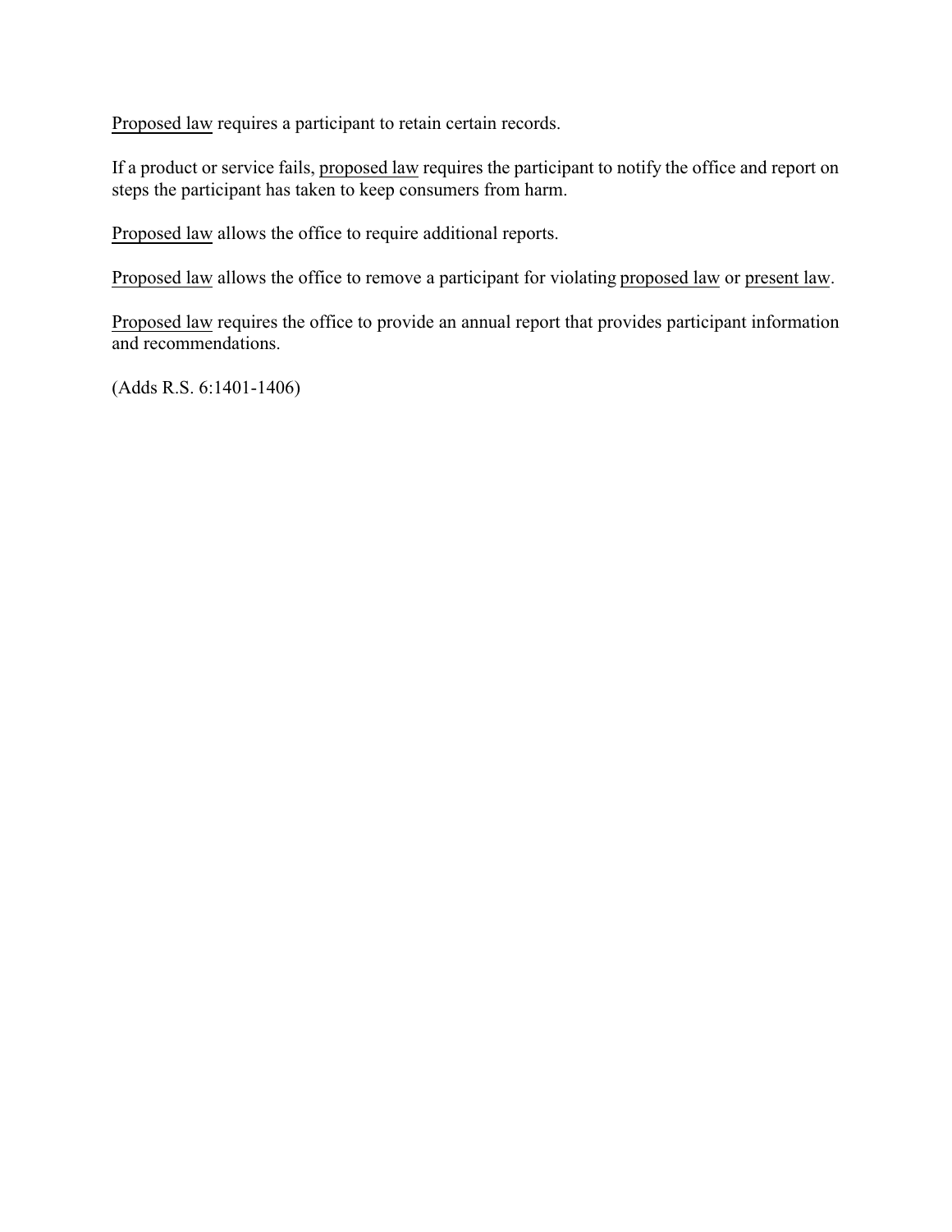Proposed law requires a participant to retain certain records.

If a product or service fails, proposed law requires the participant to notify the office and report on steps the participant has taken to keep consumers from harm.

Proposed law allows the office to require additional reports.

Proposed law allows the office to remove a participant for violating proposed law or present law.

Proposed law requires the office to provide an annual report that provides participant information and recommendations.

(Adds R.S. 6:1401-1406)